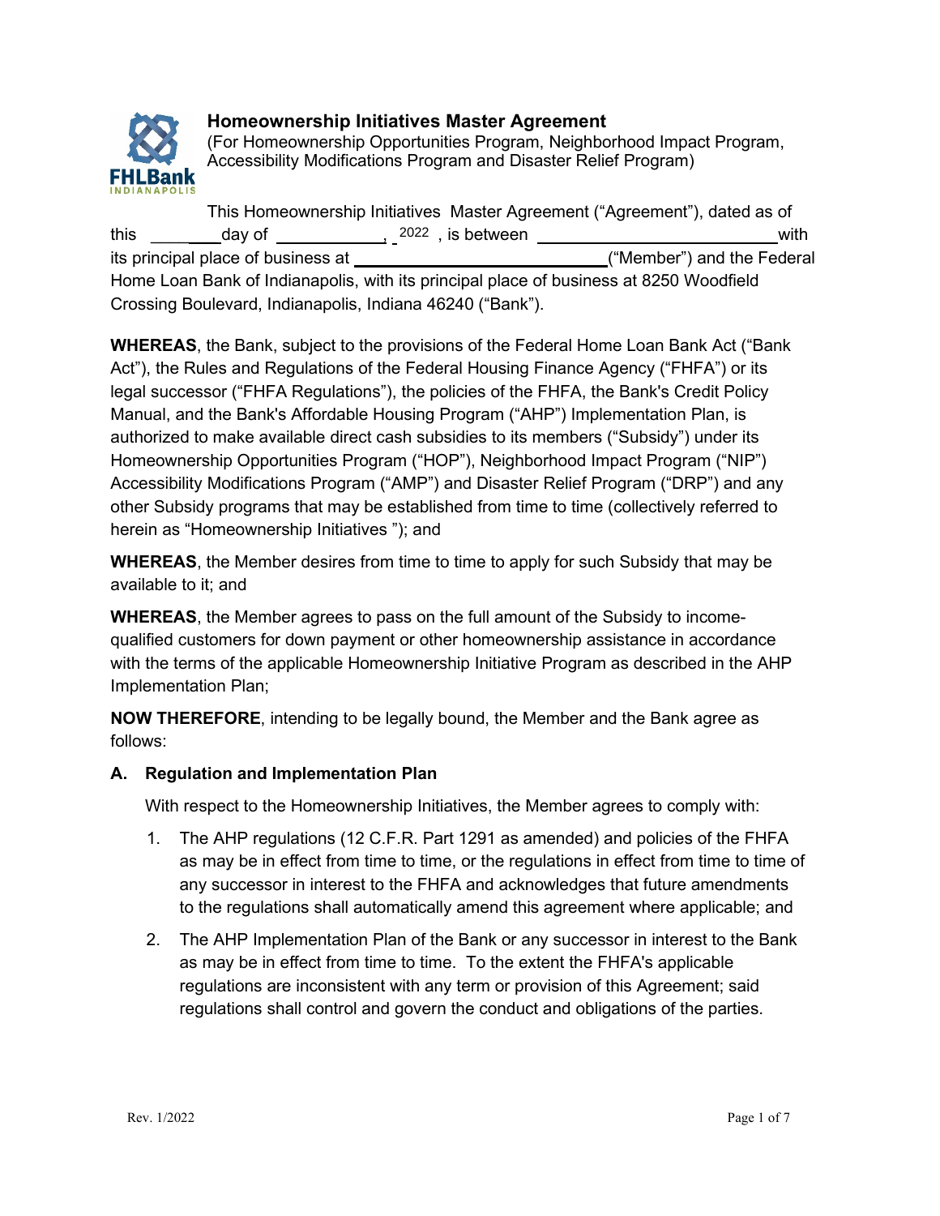# Homeownership Initiatives Master Agreement

(For Homeownership Opportunities Program, Neighborhood Impact Program, Accessibility Modifications Program and Disaster Relief Program)

This Homeownership Initiatives Master Agreement ("Agreement"), dated as of this ________day of ____________, 2022 , is between ___________________________ with its principal place of business at ____________________________("Member") and the Federal Home Loan Bank of Indianapolis, with its principal place of business at 8250 Woodfield Crossing Boulevard, Indianapolis, Indiana 46240 ("Bank").

**WHEREAS**, the Bank, subject to the provisions of the Federal Home Loan Bank Act ("Bank Act"), the Rules and Regulations of the Federal Housing Finance Agency ("FHFA") or its legal successor ("FHFA Regulations"), the policies of the FHFA, the Bank's Credit Policy Manual, and the Bank's Affordable Housing Program ("AHP") Implementation Plan, is authorized to make available direct cash subsidies to its members ("Subsidy") under its Homeownership Opportunities Program ("HOP"), Neighborhood Impact Program ("NIP") Accessibility Modifications Program ("AMP") and Disaster Relief Program ("DRP") and any other Subsidy programs that may be established from time to time (collectively referred to herein as "Homeownership Initiatives "); and

**WHEREAS**, the Member desires from time to time to apply for such Subsidy that may be available to it; and

**WHEREAS**, the Member agrees to pass on the full amount of the Subsidy to income-qualified customers for down payment or other homeownership assistance in accordance with the terms of the applicable Homeownership Initiative Program as described in the AHP Implementation Plan;

**NOW THEREFORE**, intending to be legally bound, the Member and the Bank agree as follows:

## A. Regulation and Implementation Plan

With respect to the Homeownership Initiatives, the Member agrees to comply with:

1. The AHP regulations (12 C.F.R. Part 1291 as amended) and policies of the FHFA as may be in effect from time to time, or the regulations in effect from time to time of any successor in interest to the FHFA and acknowledges that future amendments to the regulations shall automatically amend this agreement where applicable; and

2. The AHP Implementation Plan of the Bank or any successor in interest to the Bank as may be in effect from time to time. To the extent the FHFA's applicable regulations are inconsistent with any term or provision of this Agreement; said regulations shall control and govern the conduct and obligations of the parties.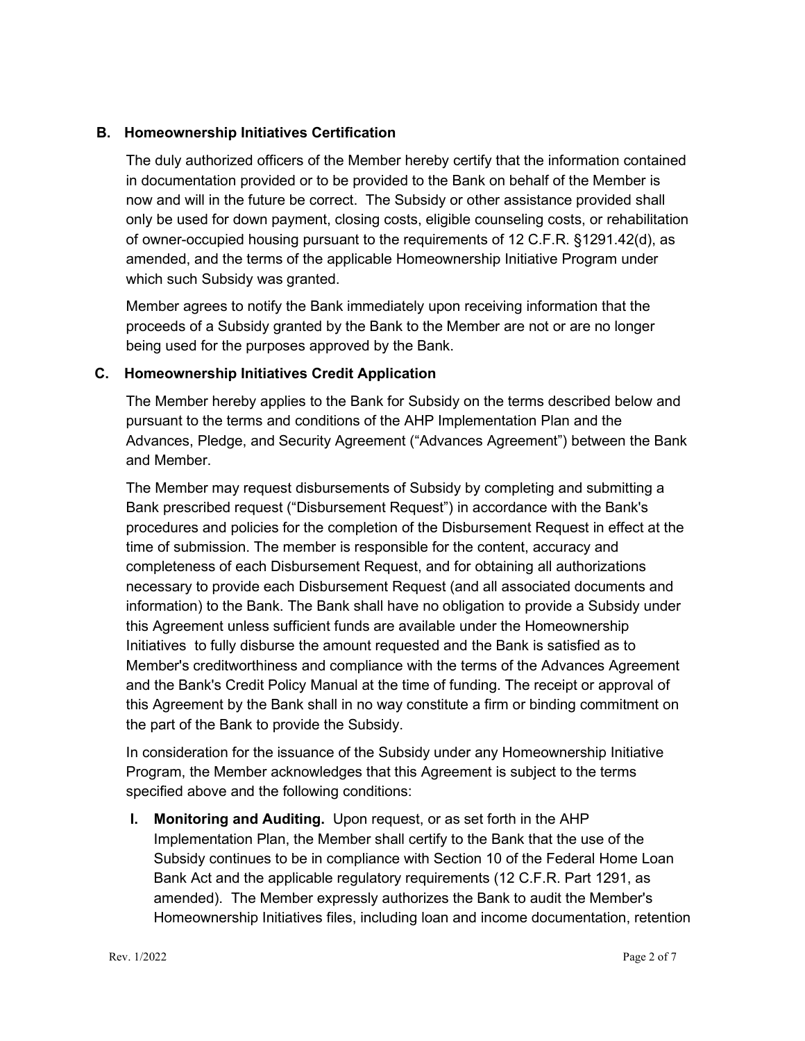### B. Homeownership Initiatives Certification

The duly authorized officers of the Member hereby certify that the information contained in documentation provided or to be provided to the Bank on behalf of the Member is now and will in the future be correct. The Subsidy or other assistance provided shall only be used for down payment, closing costs, eligible counseling costs, or rehabilitation of owner-occupied housing pursuant to the requirements of 12 C.F.R. §1291.42(d), as amended, and the terms of the applicable Homeownership Initiative Program under which such Subsidy was granted.

Member agrees to notify the Bank immediately upon receiving information that the proceeds of a Subsidy granted by the Bank to the Member are not or are no longer being used for the purposes approved by the Bank.

### C. Homeownership Initiatives Credit Application

The Member hereby applies to the Bank for Subsidy on the terms described below and pursuant to the terms and conditions of the AHP Implementation Plan and the Advances, Pledge, and Security Agreement ("Advances Agreement") between the Bank and Member.

The Member may request disbursements of Subsidy by completing and submitting a Bank prescribed request ("Disbursement Request") in accordance with the Bank's procedures and policies for the completion of the Disbursement Request in effect at the time of submission. The member is responsible for the content, accuracy and completeness of each Disbursement Request, and for obtaining all authorizations necessary to provide each Disbursement Request (and all associated documents and information) to the Bank. The Bank shall have no obligation to provide a Subsidy under this Agreement unless sufficient funds are available under the Homeownership Initiatives to fully disburse the amount requested and the Bank is satisfied as to Member's creditworthiness and compliance with the terms of the Advances Agreement and the Bank's Credit Policy Manual at the time of funding. The receipt or approval of this Agreement by the Bank shall in no way constitute a firm or binding commitment on the part of the Bank to provide the Subsidy.

In consideration for the issuance of the Subsidy under any Homeownership Initiative Program, the Member acknowledges that this Agreement is subject to the terms specified above and the following conditions:

I. **Monitoring and Auditing.** Upon request, or as set forth in the AHP Implementation Plan, the Member shall certify to the Bank that the use of the Subsidy continues to be in compliance with Section 10 of the Federal Home Loan Bank Act and the applicable regulatory requirements (12 C.F.R. Part 1291, as amended). The Member expressly authorizes the Bank to audit the Member's Homeownership Initiatives files, including loan and income documentation, retention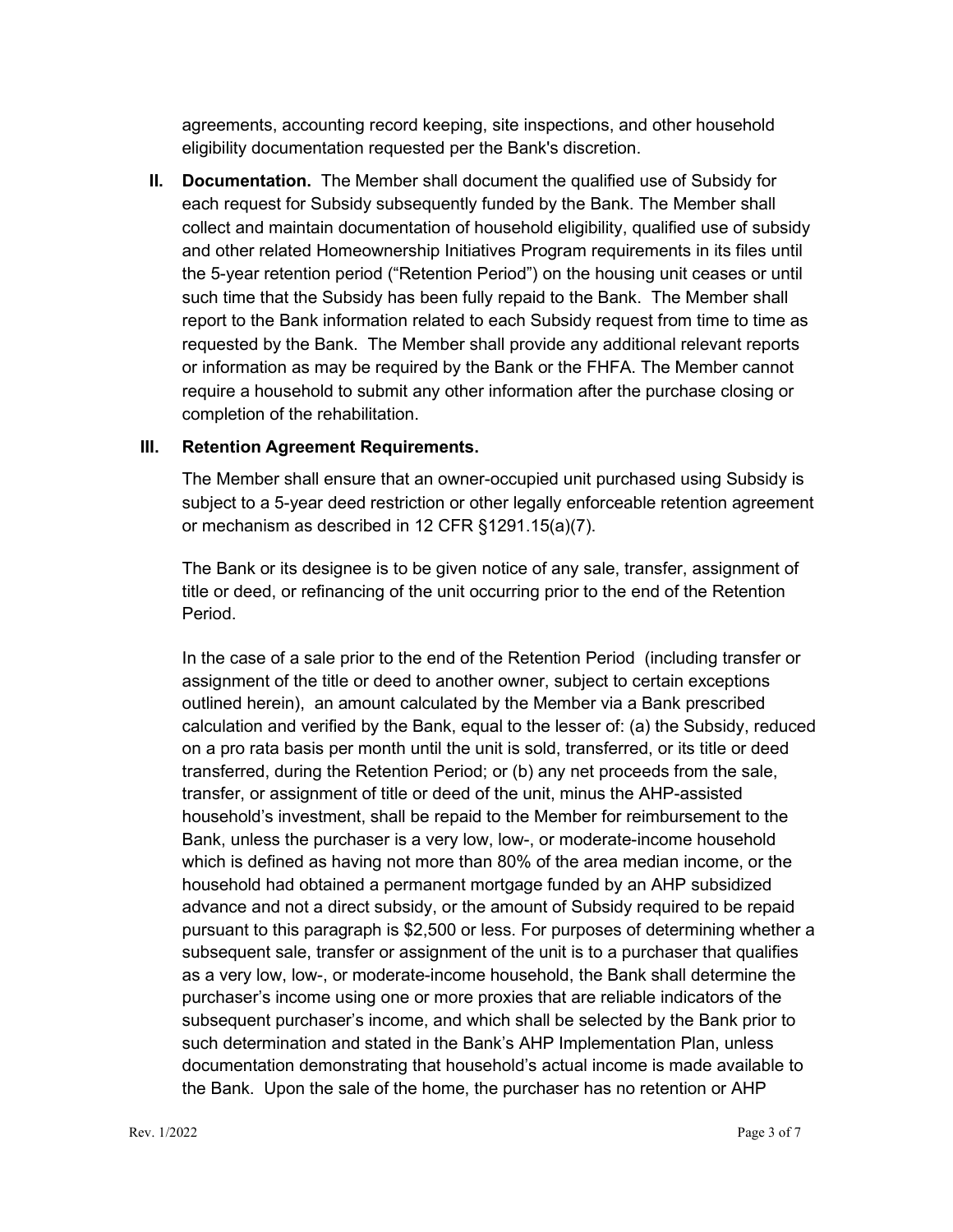agreements, accounting record keeping, site inspections, and other household eligibility documentation requested per the Bank's discretion.

**II. Documentation.** The Member shall document the qualified use of Subsidy for each request for Subsidy subsequently funded by the Bank. The Member shall collect and maintain documentation of household eligibility, qualified use of subsidy and other related Homeownership Initiatives Program requirements in its files until the 5-year retention period ("Retention Period") on the housing unit ceases or until such time that the Subsidy has been fully repaid to the Bank. The Member shall report to the Bank information related to each Subsidy request from time to time as requested by the Bank. The Member shall provide any additional relevant reports or information as may be required by the Bank or the FHFA. The Member cannot require a household to submit any other information after the purchase closing or completion of the rehabilitation.

**III. Retention Agreement Requirements.**

The Member shall ensure that an owner-occupied unit purchased using Subsidy is subject to a 5-year deed restriction or other legally enforceable retention agreement or mechanism as described in 12 CFR §1291.15(a)(7).

The Bank or its designee is to be given notice of any sale, transfer, assignment of title or deed, or refinancing of the unit occurring prior to the end of the Retention Period.

In the case of a sale prior to the end of the Retention Period (including transfer or assignment of the title or deed to another owner, subject to certain exceptions outlined herein), an amount calculated by the Member via a Bank prescribed calculation and verified by the Bank, equal to the lesser of: (a) the Subsidy, reduced on a pro rata basis per month until the unit is sold, transferred, or its title or deed transferred, during the Retention Period; or (b) any net proceeds from the sale, transfer, or assignment of title or deed of the unit, minus the AHP-assisted household's investment, shall be repaid to the Member for reimbursement to the Bank, unless the purchaser is a very low, low-, or moderate-income household which is defined as having not more than 80% of the area median income, or the household had obtained a permanent mortgage funded by an AHP subsidized advance and not a direct subsidy, or the amount of Subsidy required to be repaid pursuant to this paragraph is $2,500 or less. For purposes of determining whether a subsequent sale, transfer or assignment of the unit is to a purchaser that qualifies as a very low, low-, or moderate-income household, the Bank shall determine the purchaser's income using one or more proxies that are reliable indicators of the subsequent purchaser's income, and which shall be selected by the Bank prior to such determination and stated in the Bank's AHP Implementation Plan, unless documentation demonstrating that household's actual income is made available to the Bank. Upon the sale of the home, the purchaser has no retention or AHP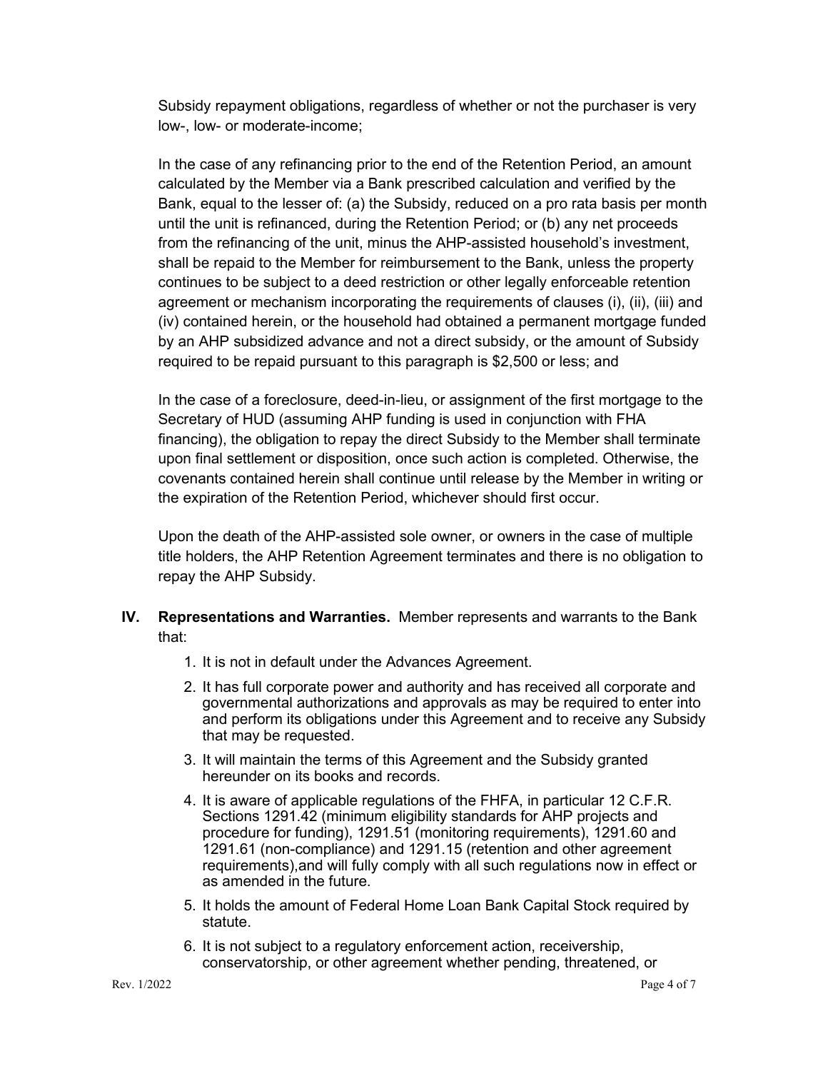Subsidy repayment obligations, regardless of whether or not the purchaser is very low-, low- or moderate-income;

In the case of any refinancing prior to the end of the Retention Period, an amount calculated by the Member via a Bank prescribed calculation and verified by the Bank, equal to the lesser of: (a) the Subsidy, reduced on a pro rata basis per month until the unit is refinanced, during the Retention Period; or (b) any net proceeds from the refinancing of the unit, minus the AHP-assisted household's investment, shall be repaid to the Member for reimbursement to the Bank, unless the property continues to be subject to a deed restriction or other legally enforceable retention agreement or mechanism incorporating the requirements of clauses (i), (ii), (iii) and (iv) contained herein, or the household had obtained a permanent mortgage funded by an AHP subsidized advance and not a direct subsidy, or the amount of Subsidy required to be repaid pursuant to this paragraph is $2,500 or less; and

In the case of a foreclosure, deed-in-lieu, or assignment of the first mortgage to the Secretary of HUD (assuming AHP funding is used in conjunction with FHA financing), the obligation to repay the direct Subsidy to the Member shall terminate upon final settlement or disposition, once such action is completed. Otherwise, the covenants contained herein shall continue until release by the Member in writing or the expiration of the Retention Period, whichever should first occur.

Upon the death of the AHP-assisted sole owner, or owners in the case of multiple title holders, the AHP Retention Agreement terminates and there is no obligation to repay the AHP Subsidy.

**IV. Representations and Warranties.** Member represents and warrants to the Bank that:

1. It is not in default under the Advances Agreement.
2. It has full corporate power and authority and has received all corporate and governmental authorizations and approvals as may be required to enter into and perform its obligations under this Agreement and to receive any Subsidy that may be requested.
3. It will maintain the terms of this Agreement and the Subsidy granted hereunder on its books and records.
4. It is aware of applicable regulations of the FHFA, in particular 12 C.F.R. Sections 1291.42 (minimum eligibility standards for AHP projects and procedure for funding), 1291.51 (monitoring requirements), 1291.60 and 1291.61 (non-compliance) and 1291.15 (retention and other agreement requirements),and will fully comply with all such regulations now in effect or as amended in the future.
5. It holds the amount of Federal Home Loan Bank Capital Stock required by statute.
6. It is not subject to a regulatory enforcement action, receivership, conservatorship, or other agreement whether pending, threatened, or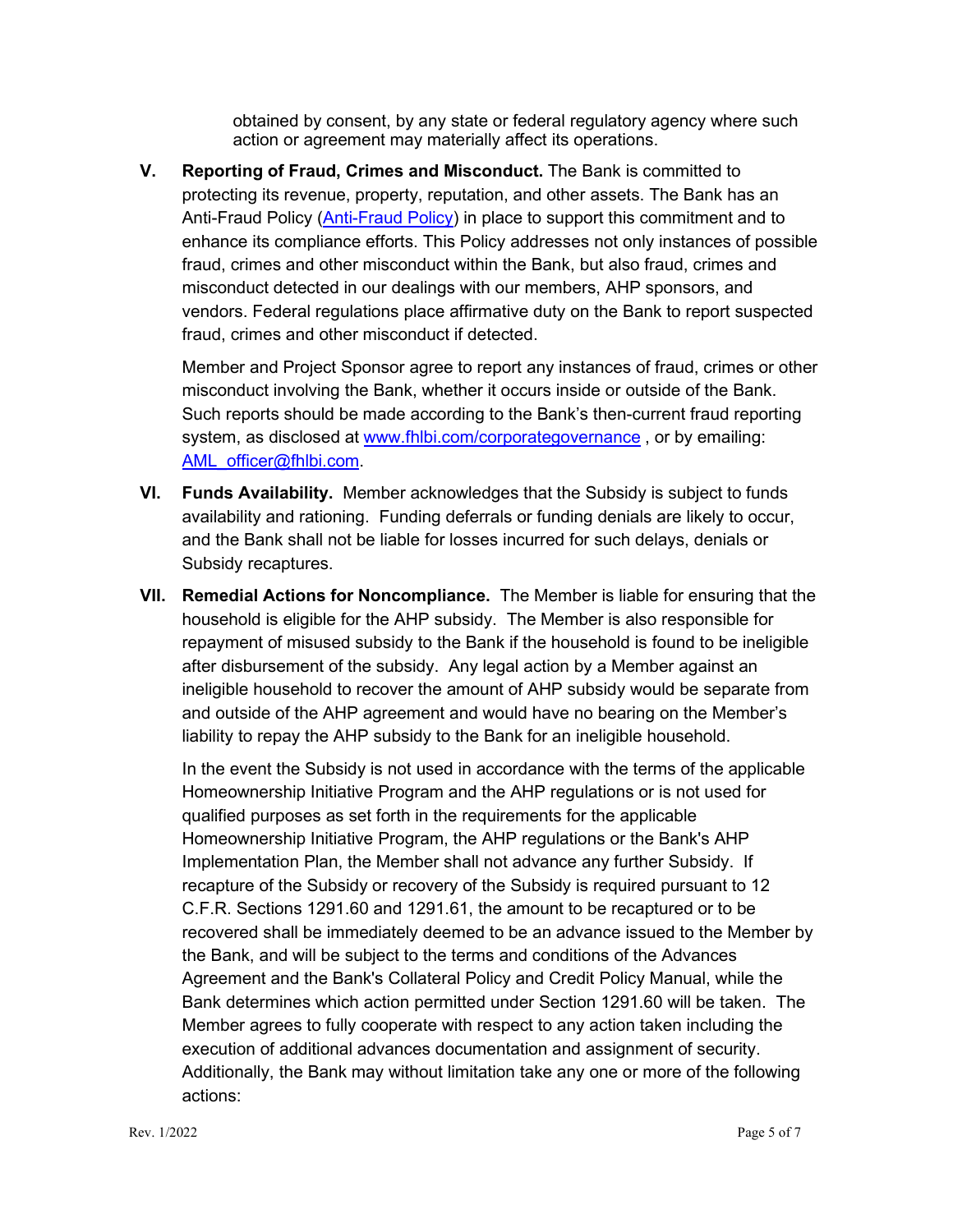obtained by consent, by any state or federal regulatory agency where such action or agreement may materially affect its operations.

**V. Reporting of Fraud, Crimes and Misconduct.** The Bank is committed to protecting its revenue, property, reputation, and other assets. The Bank has an Anti-Fraud Policy ([Anti-Fraud Policy]()) in place to support this commitment and to enhance its compliance efforts. This Policy addresses not only instances of possible fraud, crimes and other misconduct within the Bank, but also fraud, crimes and misconduct detected in our dealings with our members, AHP sponsors, and vendors. Federal regulations place affirmative duty on the Bank to report suspected fraud, crimes and other misconduct if detected.

Member and Project Sponsor agree to report any instances of fraud, crimes or other misconduct involving the Bank, whether it occurs inside or outside of the Bank. Such reports should be made according to the Bank's then-current fraud reporting system, as disclosed at [www.fhlbi.com/corporategovernance](www.fhlbi.com/corporategovernance) , or by emailing: [AML_officer@fhlbi.com](mailto:AML_officer@fhlbi.com).

**VI. Funds Availability.** Member acknowledges that the Subsidy is subject to funds availability and rationing. Funding deferrals or funding denials are likely to occur, and the Bank shall not be liable for losses incurred for such delays, denials or Subsidy recaptures.

**VII. Remedial Actions for Noncompliance.** The Member is liable for ensuring that the household is eligible for the AHP subsidy. The Member is also responsible for repayment of misused subsidy to the Bank if the household is found to be ineligible after disbursement of the subsidy. Any legal action by a Member against an ineligible household to recover the amount of AHP subsidy would be separate from and outside of the AHP agreement and would have no bearing on the Member's liability to repay the AHP subsidy to the Bank for an ineligible household.

In the event the Subsidy is not used in accordance with the terms of the applicable Homeownership Initiative Program and the AHP regulations or is not used for qualified purposes as set forth in the requirements for the applicable Homeownership Initiative Program, the AHP regulations or the Bank's AHP Implementation Plan, the Member shall not advance any further Subsidy. If recapture of the Subsidy or recovery of the Subsidy is required pursuant to 12 C.F.R. Sections 1291.60 and 1291.61, the amount to be recaptured or to be recovered shall be immediately deemed to be an advance issued to the Member by the Bank, and will be subject to the terms and conditions of the Advances Agreement and the Bank's Collateral Policy and Credit Policy Manual, while the Bank determines which action permitted under Section 1291.60 will be taken. The Member agrees to fully cooperate with respect to any action taken including the execution of additional advances documentation and assignment of security. Additionally, the Bank may without limitation take any one or more of the following actions: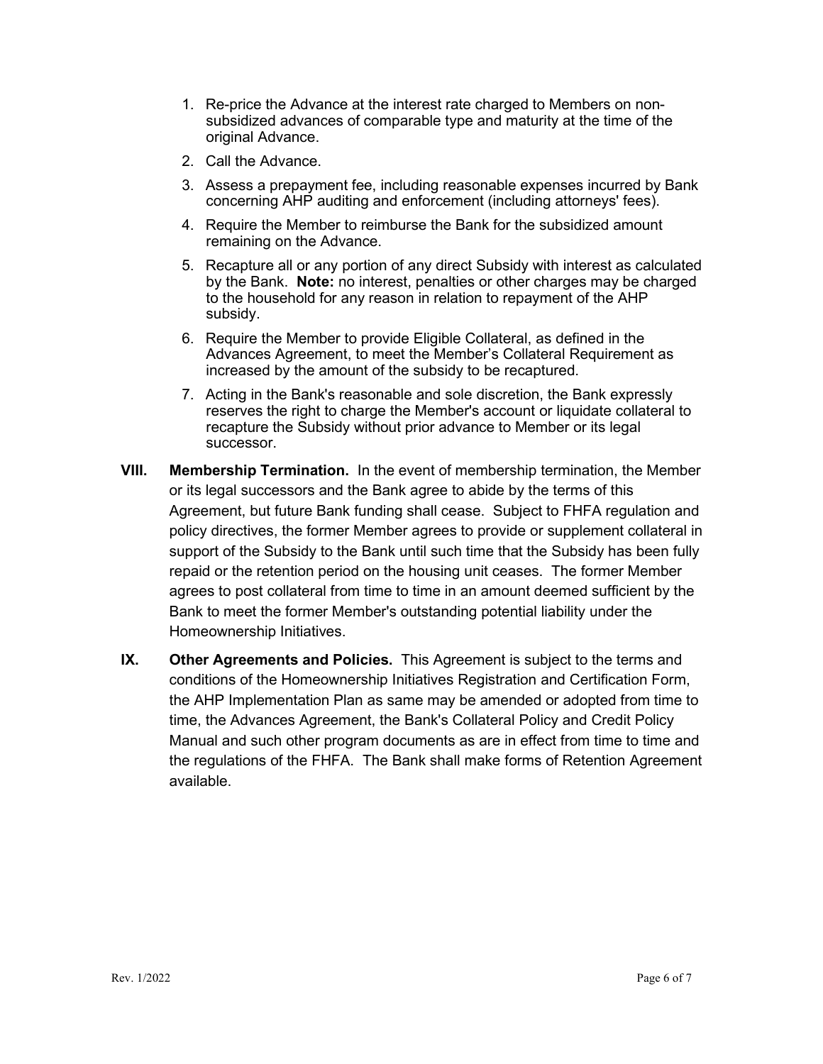1. Re-price the Advance at the interest rate charged to Members on non-subsidized advances of comparable type and maturity at the time of the original Advance.
2. Call the Advance.
3. Assess a prepayment fee, including reasonable expenses incurred by Bank concerning AHP auditing and enforcement (including attorneys' fees).
4. Require the Member to reimburse the Bank for the subsidized amount remaining on the Advance.
5. Recapture all or any portion of any direct Subsidy with interest as calculated by the Bank. **Note:** no interest, penalties or other charges may be charged to the household for any reason in relation to repayment of the AHP subsidy.
6. Require the Member to provide Eligible Collateral, as defined in the Advances Agreement, to meet the Member's Collateral Requirement as increased by the amount of the subsidy to be recaptured.
7. Acting in the Bank's reasonable and sole discretion, the Bank expressly reserves the right to charge the Member's account or liquidate collateral to recapture the Subsidy without prior advance to Member or its legal successor.

**VIII. Membership Termination.** In the event of membership termination, the Member or its legal successors and the Bank agree to abide by the terms of this Agreement, but future Bank funding shall cease. Subject to FHFA regulation and policy directives, the former Member agrees to provide or supplement collateral in support of the Subsidy to the Bank until such time that the Subsidy has been fully repaid or the retention period on the housing unit ceases. The former Member agrees to post collateral from time to time in an amount deemed sufficient by the Bank to meet the former Member's outstanding potential liability under the Homeownership Initiatives.

**IX. Other Agreements and Policies.** This Agreement is subject to the terms and conditions of the Homeownership Initiatives Registration and Certification Form, the AHP Implementation Plan as same may be amended or adopted from time to time, the Advances Agreement, the Bank's Collateral Policy and Credit Policy Manual and such other program documents as are in effect from time to time and the regulations of the FHFA. The Bank shall make forms of Retention Agreement available.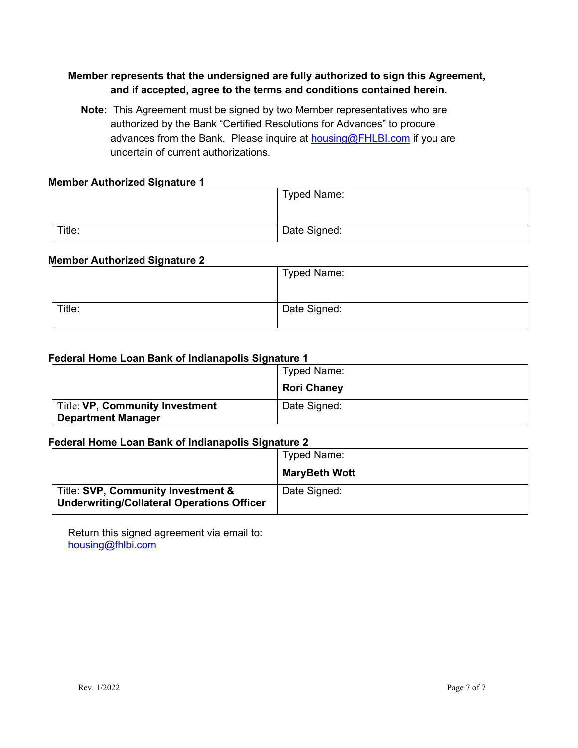**Member represents that the undersigned are fully authorized to sign this Agreement, and if accepted, agree to the terms and conditions contained herein.**

**Note:** This Agreement must be signed by two Member representatives who are authorized by the Bank "Certified Resolutions for Advances" to procure advances from the Bank. Please inquire at housing@FHLBI.com if you are uncertain of current authorizations.

**Member Authorized Signature 1**

| | |
|---|---|
| | Typed Name: |
| Title: | Date Signed: |

**Member Authorized Signature 2**

| | |
|---|---|
| | Typed Name: |
| Title: | Date Signed: |

**Federal Home Loan Bank of Indianapolis Signature 1**

| | |
|---|---|
| | Typed Name: **Rori Chaney** |
| Title: **VP, Community Investment Department Manager** | Date Signed: |

**Federal Home Loan Bank of Indianapolis Signature 2**

| | |
|---|---|
| | Typed Name: **MaryBeth Wott** |
| Title: **SVP, Community Investment & Underwriting/Collateral Operations Officer** | Date Signed: |

Return this signed agreement via email to:
housing@fhlbi.com

Rev. 1/2022